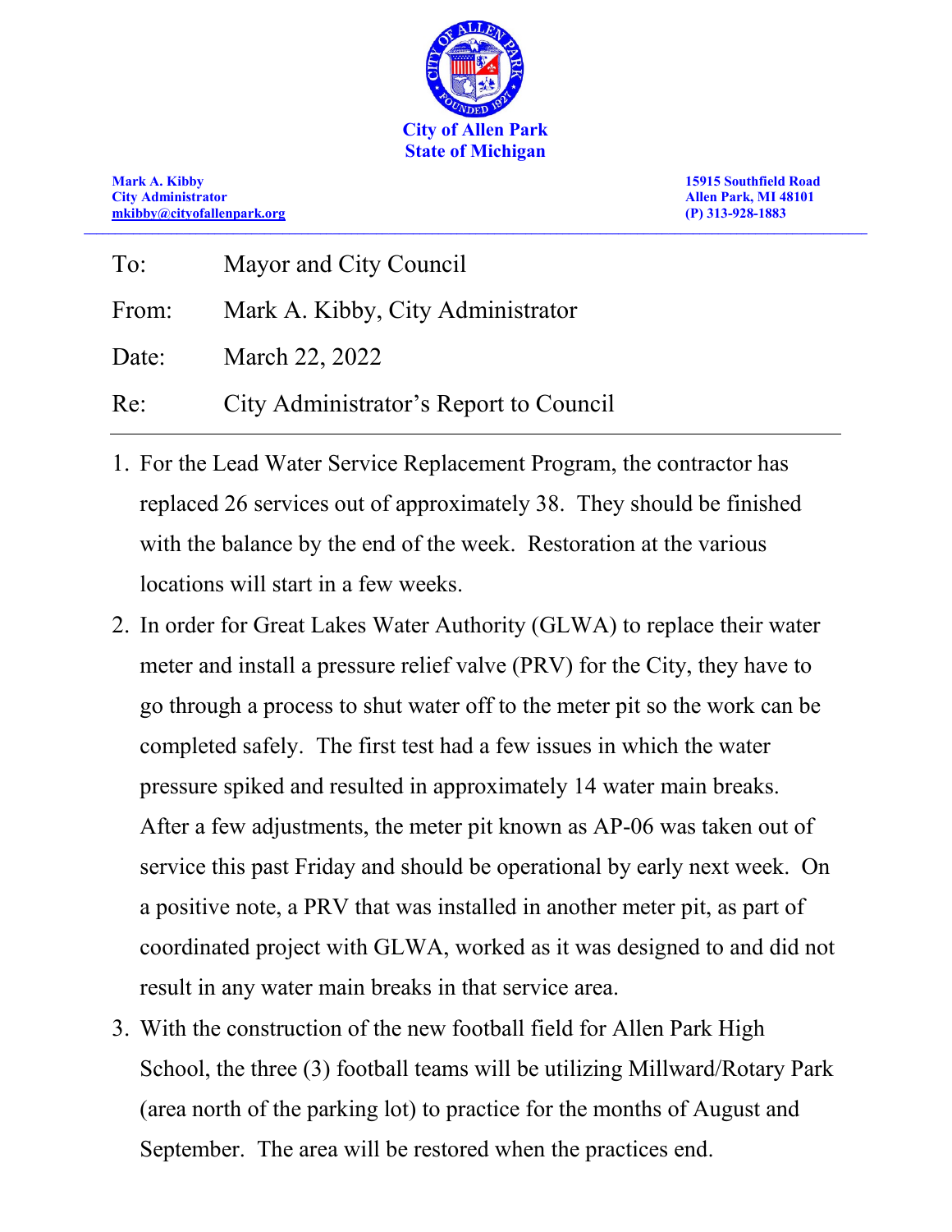**City of Allen Park**
**State of Michigan**

**Mark A. Kibby**
**City Administrator**
**mkibby@cityofallenpark.org**

**15915 Southfield Road**
**Allen Park, MI 48101**
**(P) 313-928-1883**

---

To: Mayor and City Council

From: Mark A. Kibby, City Administrator

Date: March 22, 2022

Re: City Administrator's Report to Council

---

1. For the Lead Water Service Replacement Program, the contractor has replaced 26 services out of approximately 38. They should be finished with the balance by the end of the week. Restoration at the various locations will start in a few weeks.
2. In order for Great Lakes Water Authority (GLWA) to replace their water meter and install a pressure relief valve (PRV) for the City, they have to go through a process to shut water off to the meter pit so the work can be completed safely. The first test had a few issues in which the water pressure spiked and resulted in approximately 14 water main breaks. After a few adjustments, the meter pit known as AP-06 was taken out of service this past Friday and should be operational by early next week. On a positive note, a PRV that was installed in another meter pit, as part of coordinated project with GLWA, worked as it was designed to and did not result in any water main breaks in that service area.
3. With the construction of the new football field for Allen Park High School, the three (3) football teams will be utilizing Millward/Rotary Park (area north of the parking lot) to practice for the months of August and September. The area will be restored when the practices end.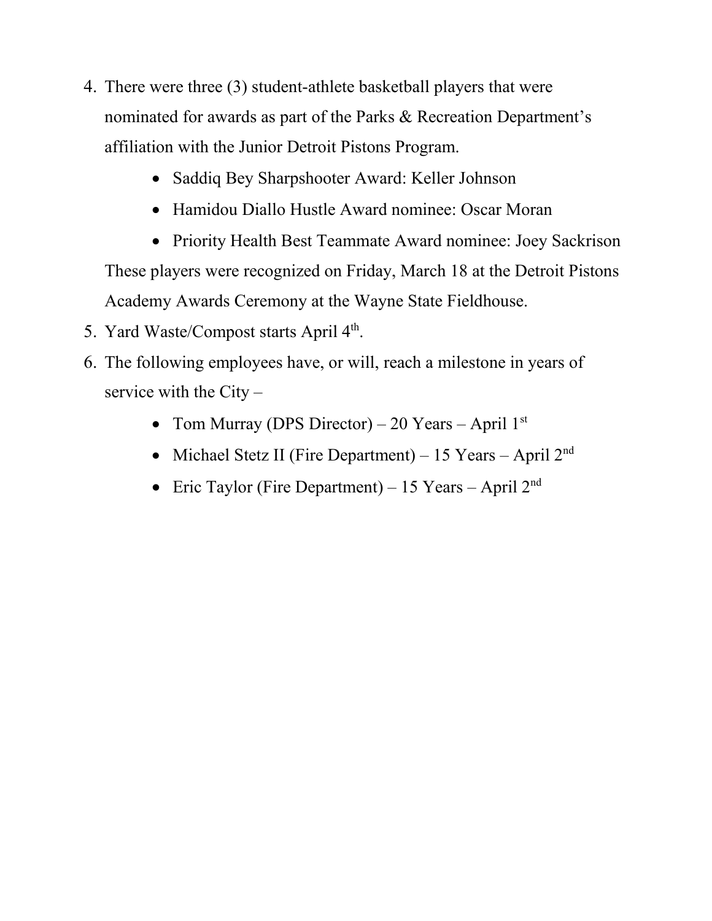4. There were three (3) student-athlete basketball players that were nominated for awards as part of the Parks & Recreation Department's affiliation with the Junior Detroit Pistons Program.
    - Saddiq Bey Sharpshooter Award: Keller Johnson
    - Hamidou Diallo Hustle Award nominee: Oscar Moran
    - Priority Health Best Teammate Award nominee: Joey Sackrison

   These players were recognized on Friday, March 18 at the Detroit Pistons Academy Awards Ceremony at the Wayne State Fieldhouse.
5. Yard Waste/Compost starts April 4th.
6. The following employees have, or will, reach a milestone in years of service with the City –
    - Tom Murray (DPS Director) – 20 Years – April 1st
    - Michael Stetz II (Fire Department) – 15 Years – April 2nd
    - Eric Taylor (Fire Department) – 15 Years – April 2nd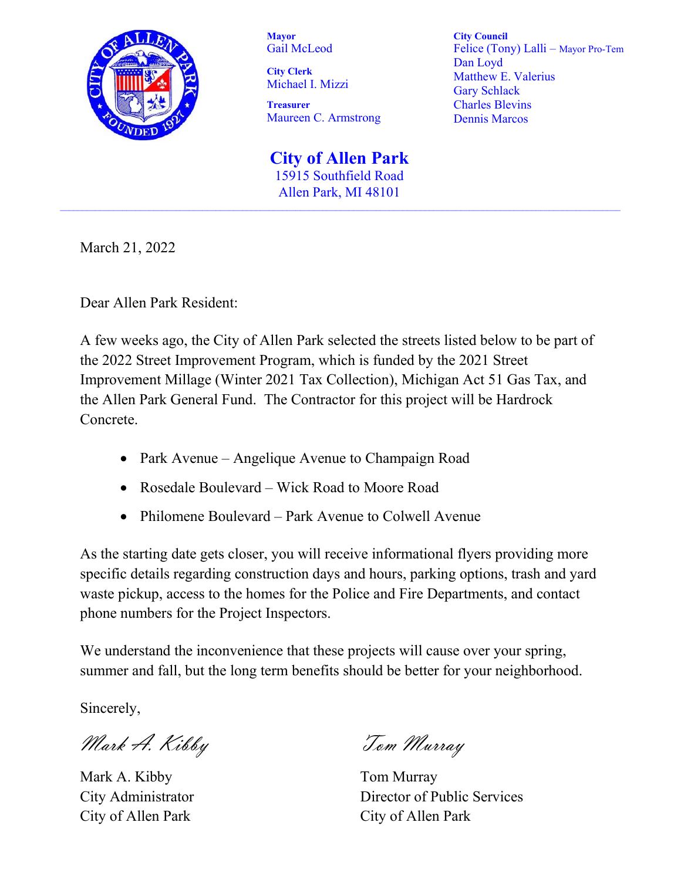**Mayor**
Gail McLeod

**City Clerk**
Michael I. Mizzi

**Treasurer**
Maureen C. Armstrong

**City Council**
Felice (Tony) Lalli – Mayor Pro-Tem
Dan Loyd
Matthew E. Valerius
Gary Schlack
Charles Blevins
Dennis Marcos

## City of Allen Park

15915 Southfield Road
Allen Park, MI 48101

---

March 21, 2022

Dear Allen Park Resident:

A few weeks ago, the City of Allen Park selected the streets listed below to be part of the 2022 Street Improvement Program, which is funded by the 2021 Street Improvement Millage (Winter 2021 Tax Collection), Michigan Act 51 Gas Tax, and the Allen Park General Fund. The Contractor for this project will be Hardrock Concrete.

- Park Avenue – Angelique Avenue to Champaign Road
- Rosedale Boulevard – Wick Road to Moore Road
- Philomene Boulevard – Park Avenue to Colwell Avenue

As the starting date gets closer, you will receive informational flyers providing more specific details regarding construction days and hours, parking options, trash and yard waste pickup, access to the homes for the Police and Fire Departments, and contact phone numbers for the Project Inspectors.

We understand the inconvenience that these projects will cause over your spring, summer and fall, but the long term benefits should be better for your neighborhood.

Sincerely,

*Mark A. Kibby*

Mark A. Kibby
City Administrator
City of Allen Park

*Tom Murray*

Tom Murray
Director of Public Services
City of Allen Park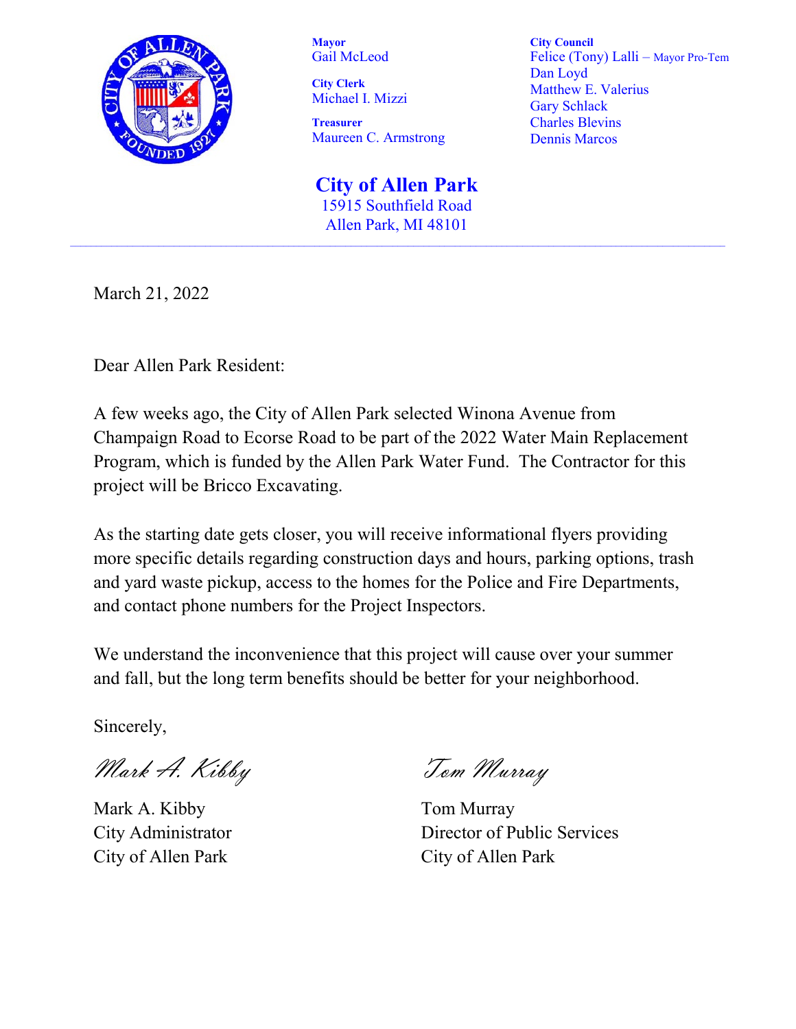**Mayor**
Gail McLeod

**City Clerk**
Michael I. Mizzi

**Treasurer**
Maureen C. Armstrong

**City Council**
Felice (Tony) Lalli – Mayor Pro-Tem
Dan Loyd
Matthew E. Valerius
Gary Schlack
Charles Blevins
Dennis Marcos

# City of Allen Park

15915 Southfield Road
Allen Park, MI 48101

---

March 21, 2022

Dear Allen Park Resident:

A few weeks ago, the City of Allen Park selected Winona Avenue from Champaign Road to Ecorse Road to be part of the 2022 Water Main Replacement Program, which is funded by the Allen Park Water Fund. The Contractor for this project will be Bricco Excavating.

As the starting date gets closer, you will receive informational flyers providing more specific details regarding construction days and hours, parking options, trash and yard waste pickup, access to the homes for the Police and Fire Departments, and contact phone numbers for the Project Inspectors.

We understand the inconvenience that this project will cause over your summer and fall, but the long term benefits should be better for your neighborhood.

Sincerely,

*Mark A. Kibby*

Mark A. Kibby
City Administrator
City of Allen Park

*Tom Murray*

Tom Murray
Director of Public Services
City of Allen Park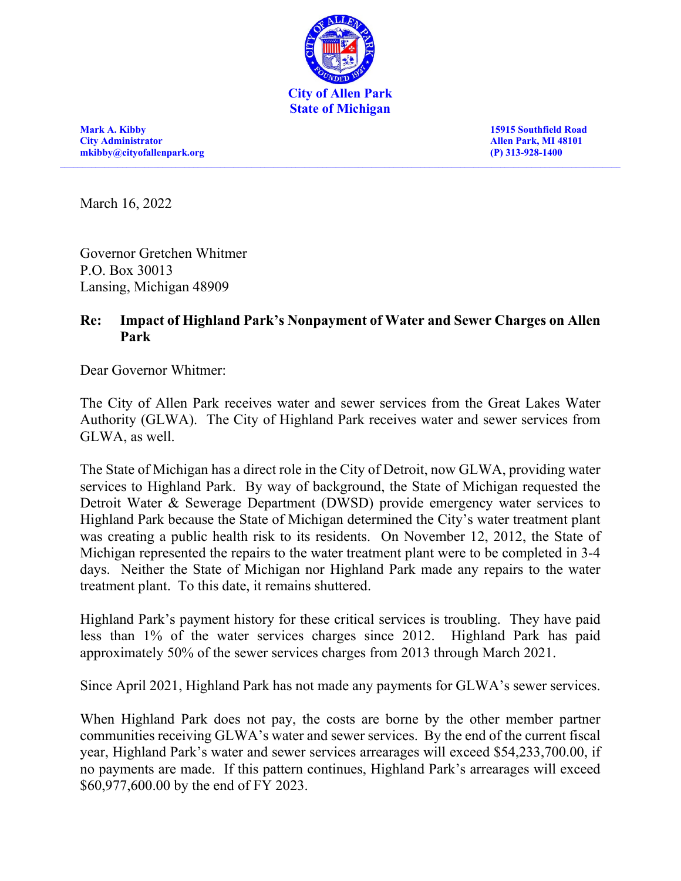**City of Allen Park**
**State of Michigan**

**Mark A. Kibby**
**City Administrator**
**mkibby@cityofallenpark.org**

**15915 Southfield Road**
**Allen Park, MI 48101**
**(P) 313-928-1400**

---

March 16, 2022

Governor Gretchen Whitmer
P.O. Box 30013
Lansing, Michigan 48909

**Re: Impact of Highland Park's Nonpayment of Water and Sewer Charges on Allen Park**

Dear Governor Whitmer:

The City of Allen Park receives water and sewer services from the Great Lakes Water Authority (GLWA). The City of Highland Park receives water and sewer services from GLWA, as well.

The State of Michigan has a direct role in the City of Detroit, now GLWA, providing water services to Highland Park. By way of background, the State of Michigan requested the Detroit Water & Sewerage Department (DWSD) provide emergency water services to Highland Park because the State of Michigan determined the City's water treatment plant was creating a public health risk to its residents. On November 12, 2012, the State of Michigan represented the repairs to the water treatment plant were to be completed in 3-4 days. Neither the State of Michigan nor Highland Park made any repairs to the water treatment plant. To this date, it remains shuttered.

Highland Park's payment history for these critical services is troubling. They have paid less than 1% of the water services charges since 2012. Highland Park has paid approximately 50% of the sewer services charges from 2013 through March 2021.

Since April 2021, Highland Park has not made any payments for GLWA's sewer services.

When Highland Park does not pay, the costs are borne by the other member partner communities receiving GLWA's water and sewer services. By the end of the current fiscal year, Highland Park's water and sewer services arrearages will exceed $54,233,700.00, if no payments are made. If this pattern continues, Highland Park's arrearages will exceed $60,977,600.00 by the end of FY 2023.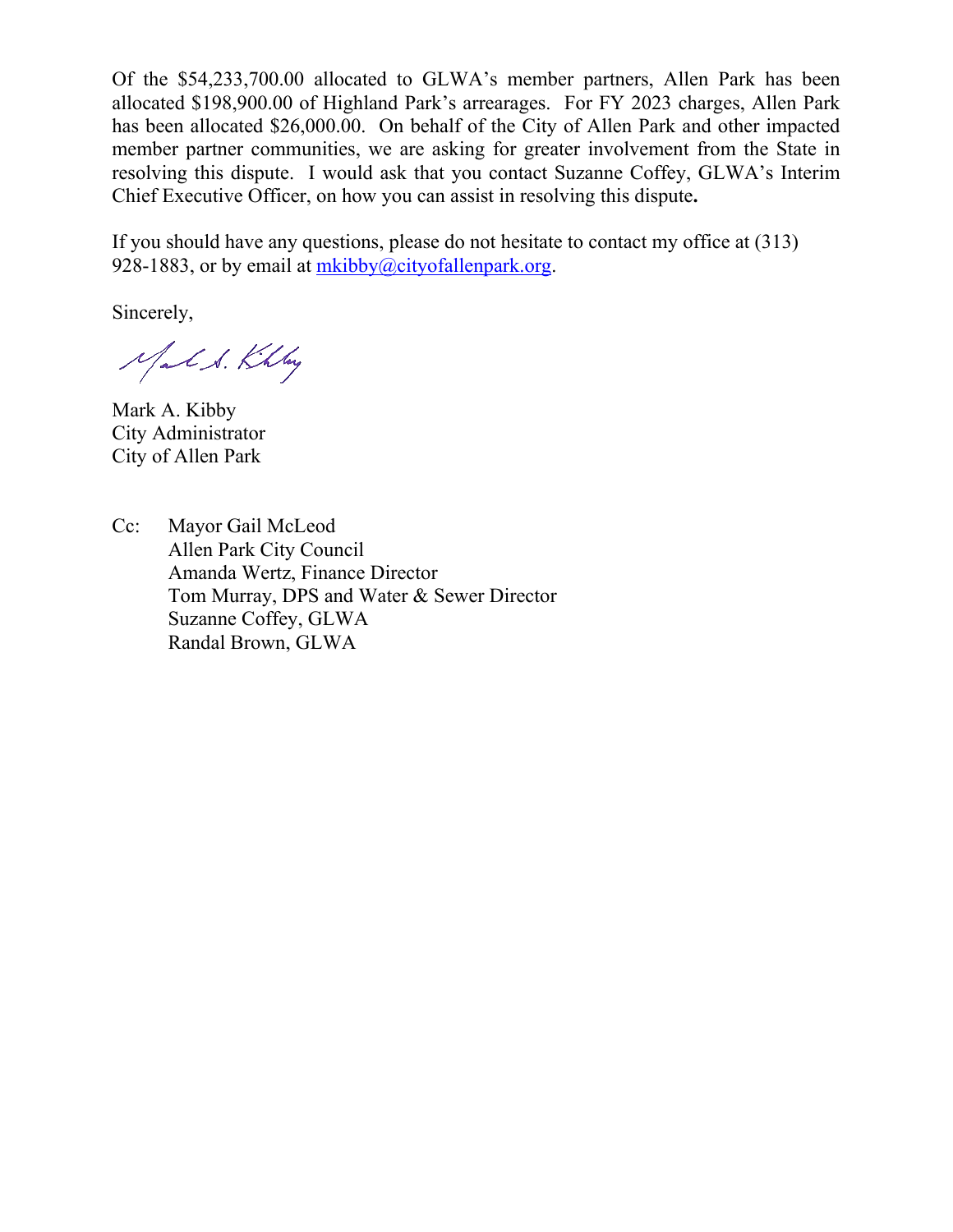Of the $54,233,700.00 allocated to GLWA's member partners, Allen Park has been allocated $198,900.00 of Highland Park's arrearages. For FY 2023 charges, Allen Park has been allocated $26,000.00. On behalf of the City of Allen Park and other impacted member partner communities, we are asking for greater involvement from the State in resolving this dispute. I would ask that you contact Suzanne Coffey, GLWA's Interim Chief Executive Officer, on how you can assist in resolving this dispute.

If you should have any questions, please do not hesitate to contact my office at (313) 928-1883, or by email at mkibby@cityofallenpark.org.

Sincerely,

Mark A. Kibby
City Administrator
City of Allen Park

Cc: Mayor Gail McLeod
Allen Park City Council
Amanda Wertz, Finance Director
Tom Murray, DPS and Water & Sewer Director
Suzanne Coffey, GLWA
Randal Brown, GLWA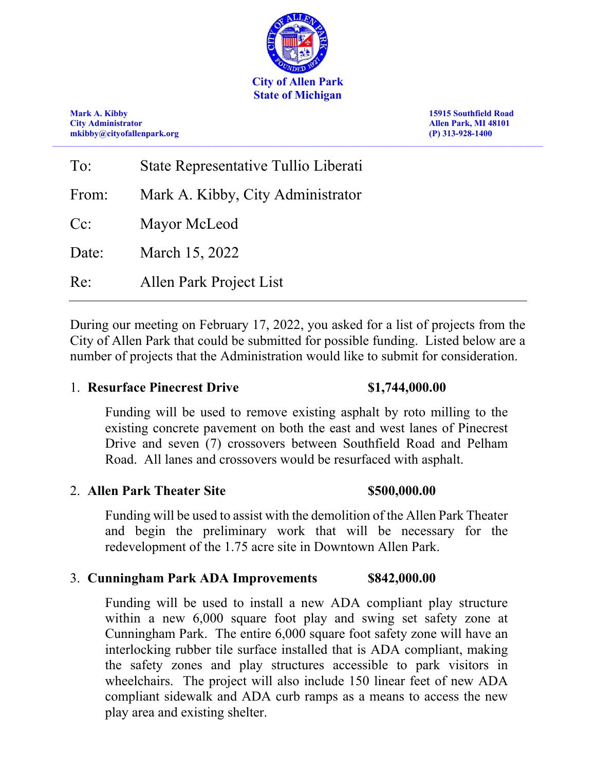**City of Allen Park**
**State of Michigan**

**Mark A. Kibby**
**City Administrator**
**mkibby@cityofallenpark.org**

**15915 Southfield Road**
**Allen Park, MI 48101**
**(P) 313-928-1400**

---

| | |
|---|---|
| To: | State Representative Tullio Liberati |
| From: | Mark A. Kibby, City Administrator |
| Cc: | Mayor McLeod |
| Date: | March 15, 2022 |
| Re: | Allen Park Project List |

---

During our meeting on February 17, 2022, you asked for a list of projects from the City of Allen Park that could be submitted for possible funding. Listed below are a number of projects that the Administration would like to submit for consideration.

1. **Resurface Pinecrest Drive** **$1,744,000.00**

   Funding will be used to remove existing asphalt by roto milling to the existing concrete pavement on both the east and west lanes of Pinecrest Drive and seven (7) crossovers between Southfield Road and Pelham Road. All lanes and crossovers would be resurfaced with asphalt.

2. **Allen Park Theater Site** **$500,000.00**

   Funding will be used to assist with the demolition of the Allen Park Theater and begin the preliminary work that will be necessary for the redevelopment of the 1.75 acre site in Downtown Allen Park.

3. **Cunningham Park ADA Improvements** **$842,000.00**

   Funding will be used to install a new ADA compliant play structure within a new 6,000 square foot play and swing set safety zone at Cunningham Park. The entire 6,000 square foot safety zone will have an interlocking rubber tile surface installed that is ADA compliant, making the safety zones and play structures accessible to park visitors in wheelchairs. The project will also include 150 linear feet of new ADA compliant sidewalk and ADA curb ramps as a means to access the new play area and existing shelter.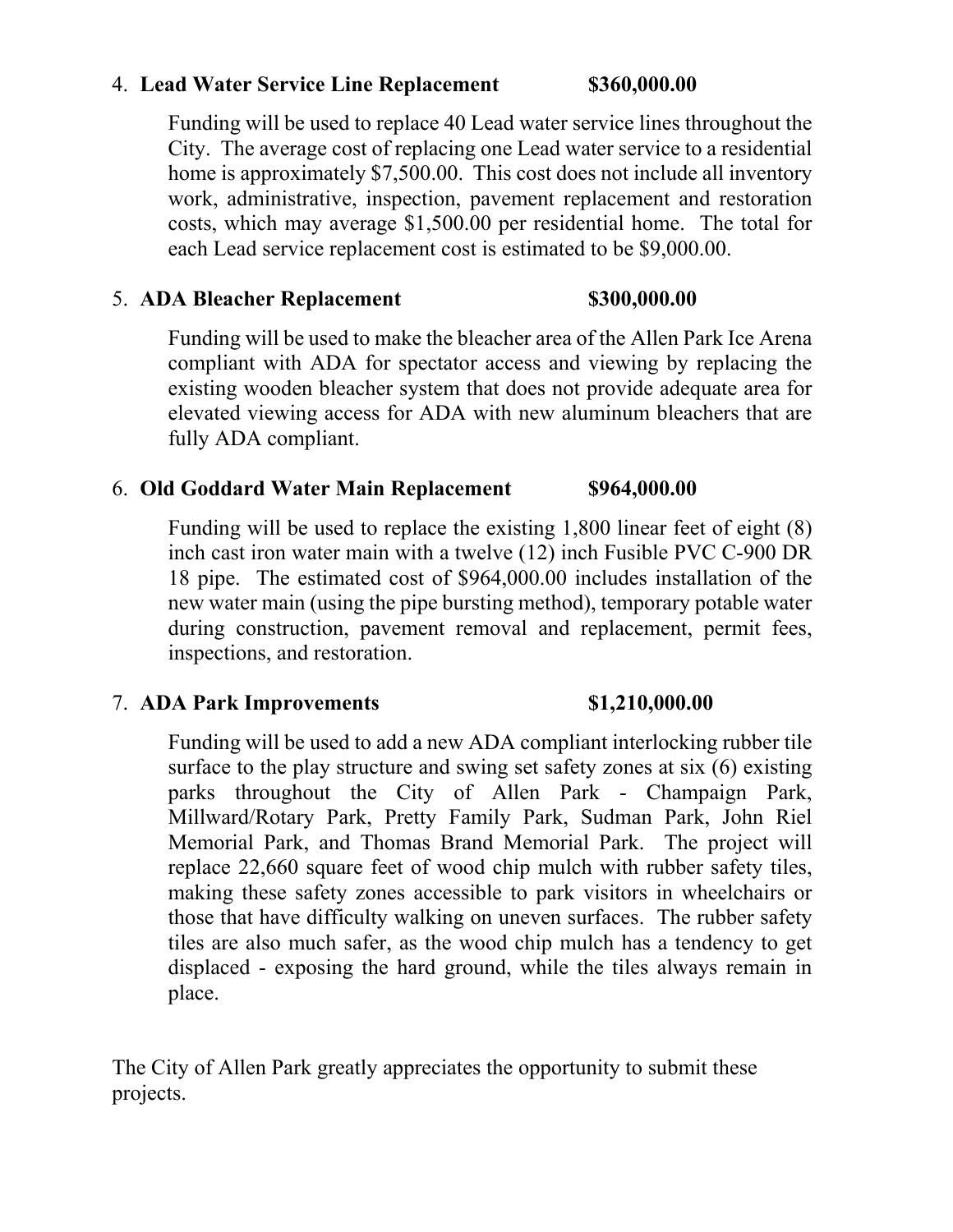4. **Lead Water Service Line Replacement** **$360,000.00**

   Funding will be used to replace 40 Lead water service lines throughout the City. The average cost of replacing one Lead water service to a residential home is approximately $7,500.00. This cost does not include all inventory work, administrative, inspection, pavement replacement and restoration costs, which may average $1,500.00 per residential home. The total for each Lead service replacement cost is estimated to be $9,000.00.

5. **ADA Bleacher Replacement** **$300,000.00**

   Funding will be used to make the bleacher area of the Allen Park Ice Arena compliant with ADA for spectator access and viewing by replacing the existing wooden bleacher system that does not provide adequate area for elevated viewing access for ADA with new aluminum bleachers that are fully ADA compliant.

6. **Old Goddard Water Main Replacement** **$964,000.00**

   Funding will be used to replace the existing 1,800 linear feet of eight (8) inch cast iron water main with a twelve (12) inch Fusible PVC C-900 DR 18 pipe. The estimated cost of $964,000.00 includes installation of the new water main (using the pipe bursting method), temporary potable water during construction, pavement removal and replacement, permit fees, inspections, and restoration.

7. **ADA Park Improvements** **$1,210,000.00**

   Funding will be used to add a new ADA compliant interlocking rubber tile surface to the play structure and swing set safety zones at six (6) existing parks throughout the City of Allen Park - Champaign Park, Millward/Rotary Park, Pretty Family Park, Sudman Park, John Riel Memorial Park, and Thomas Brand Memorial Park. The project will replace 22,660 square feet of wood chip mulch with rubber safety tiles, making these safety zones accessible to park visitors in wheelchairs or those that have difficulty walking on uneven surfaces. The rubber safety tiles are also much safer, as the wood chip mulch has a tendency to get displaced - exposing the hard ground, while the tiles always remain in place.

The City of Allen Park greatly appreciates the opportunity to submit these projects.